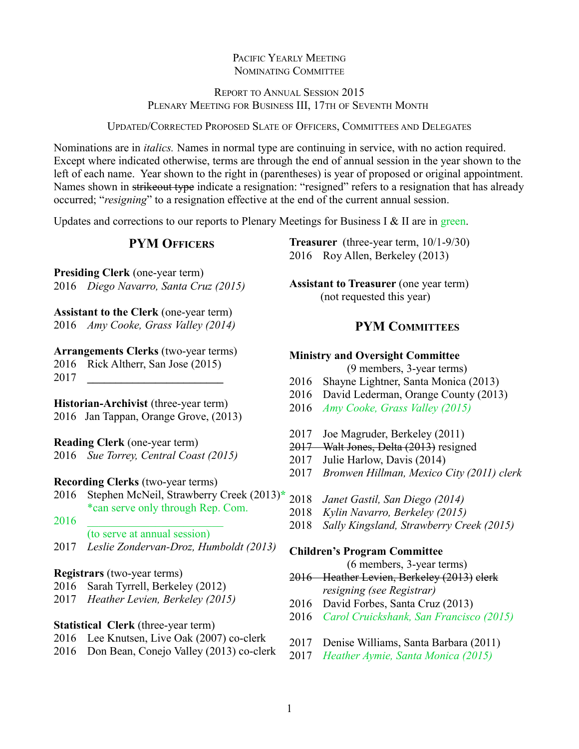Pacific Yearly Meeting
Nominating Committee

Report to Annual Session 2015
Plenary Meeting for Business III, 17th of Seventh Month

Updated/Corrected Proposed Slate of Officers, Committees and Delegates

Nominations are in *italics.* Names in normal type are continuing in service, with no action required. Except where indicated otherwise, terms are through the end of annual session in the year shown to the left of each name. Year shown to the right in (parentheses) is year of proposed or original appointment. Names shown in ~~strikeout type~~ indicate a resignation: "resigned" refers to a resignation that has already occurred; "*resigning*" to a resignation effective at the end of the current annual session.

Updates and corrections to our reports to Plenary Meetings for Business I & II are in green.

## PYM Officers

**Presiding Clerk** (one-year term)
2016 *Diego Navarro, Santa Cruz (2015)*

**Assistant to the Clerk** (one-year term)
2016 *Amy Cooke, Grass Valley (2014)*

**Arrangements Clerks** (two-year terms)
2016 Rick Altherr, San Jose (2015)
2017 ________________________

**Historian-Archivist** (three-year term)
2016 Jan Tappan, Orange Grove, (2013)

**Reading Clerk** (one-year term)
2016 *Sue Torrey, Central Coast (2015)*

**Recording Clerks** (two-year terms)
2016 Stephen McNeil, Strawberry Creek (2013)*
*can serve only through Rep. Com.
2016 ________________________
(to serve at annual session)
2017 *Leslie Zondervan-Droz, Humboldt (2013)*

**Registrars** (two-year terms)
2016 Sarah Tyrrell, Berkeley (2012)
2017 *Heather Levien, Berkeley (2015)*

**Statistical Clerk** (three-year term)
2016 Lee Knutsen, Live Oak (2007) co-clerk
2016 Don Bean, Conejo Valley (2013) co-clerk

**Treasurer** (three-year term, 10/1-9/30)
2016 Roy Allen, Berkeley (2013)

**Assistant to Treasurer** (one year term)
(not requested this year)

## PYM Committees

**Ministry and Oversight Committee**
(9 members, 3-year terms)
2016 Shayne Lightner, Santa Monica (2013)
2016 David Lederman, Orange County (2013)
2016 *Amy Cooke, Grass Valley (2015)*

2017 Joe Magruder, Berkeley (2011)
~~2017 Walt Jones, Delta (2013)~~ resigned
2017 Julie Harlow, Davis (2014)
2017 *Bronwen Hillman, Mexico City (2011) clerk*

2018 *Janet Gastil, San Diego (2014)*
2018 *Kylin Navarro, Berkeley (2015)*
2018 *Sally Kingsland, Strawberry Creek (2015)*

**Children's Program Committee**
(6 members, 3-year terms)
~~2016 Heather Levien, Berkeley (2013) clerk~~
*resigning (see Registrar)*
2016 David Forbes, Santa Cruz (2013)
2016 *Carol Cruickshank, San Francisco (2015)*

2017 Denise Williams, Santa Barbara (2011)
2017 *Heather Aymie, Santa Monica (2015)*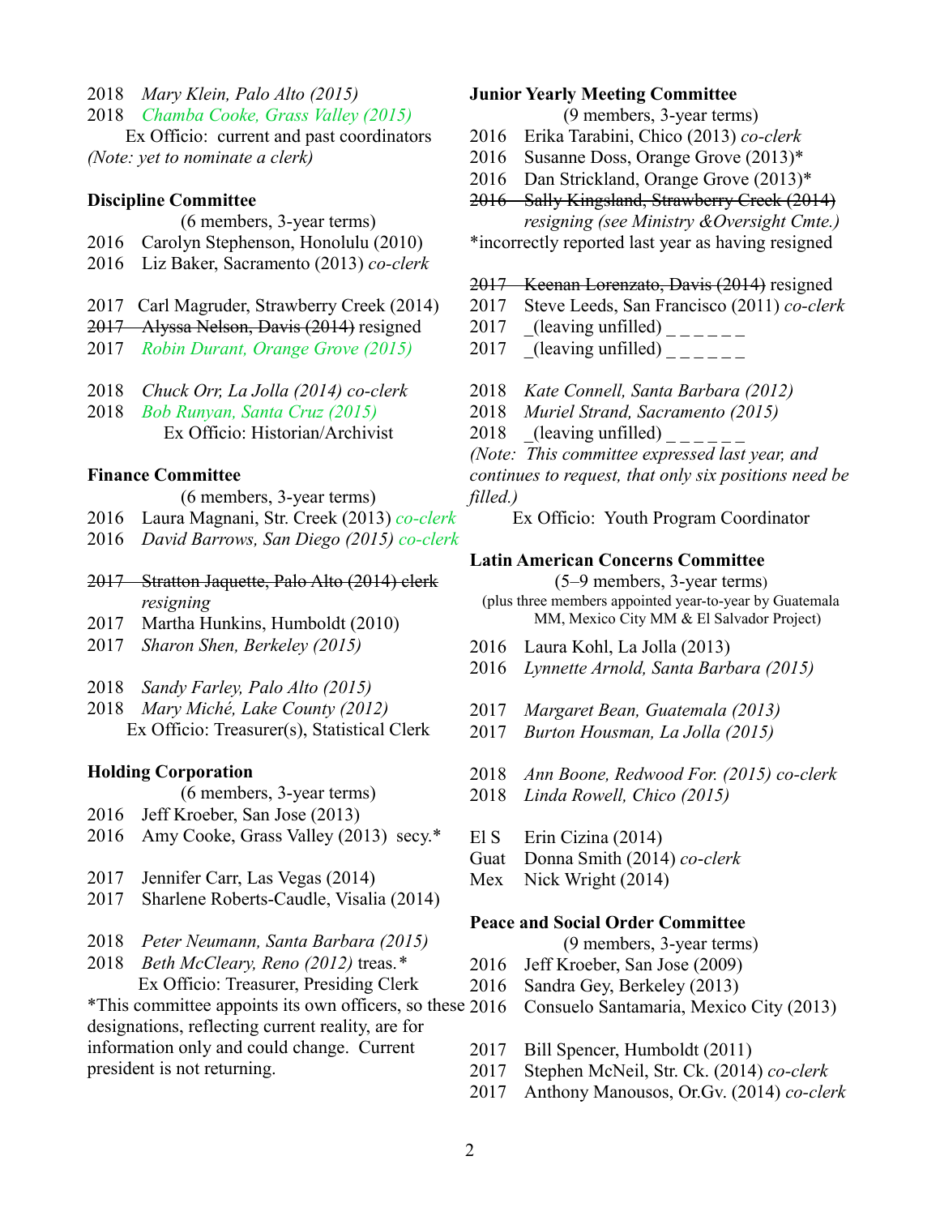2018 *Mary Klein, Palo Alto (2015)*
2018 *Chamba Cooke, Grass Valley (2015)*
Ex Officio: current and past coordinators
*(Note: yet to nominate a clerk)*

**Discipline Committee**

(6 members, 3-year terms)

2016 Carolyn Stephenson, Honolulu (2010)
2016 Liz Baker, Sacramento (2013) *co-clerk*

2017 Carl Magruder, Strawberry Creek (2014)
~~2017 Alyssa Nelson, Davis (2014)~~ resigned
2017 *Robin Durant, Orange Grove (2015)*

2018 *Chuck Orr, La Jolla (2014) co-clerk*
2018 *Bob Runyan, Santa Cruz (2015)*
Ex Officio: Historian/Archivist

**Finance Committee**

(6 members, 3-year terms)

2016 Laura Magnani, Str. Creek (2013) *co-clerk*
2016 *David Barrows, San Diego (2015) co-clerk*

~~2017 Stratton Jaquette, Palo Alto (2014) clerk~~ *resigning*
2017 Martha Hunkins, Humboldt (2010)
2017 *Sharon Shen, Berkeley (2015)*

2018 *Sandy Farley, Palo Alto (2015)*
2018 *Mary Miché, Lake County (2012)*
Ex Officio: Treasurer(s), Statistical Clerk

**Holding Corporation**

(6 members, 3-year terms)

2016 Jeff Kroeber, San Jose (2013)
2016 Amy Cooke, Grass Valley (2013) secy.*

2017 Jennifer Carr, Las Vegas (2014)
2017 Sharlene Roberts-Caudle, Visalia (2014)

2018 *Peter Neumann, Santa Barbara (2015)*
2018 *Beth McCleary, Reno (2012)* treas.*
Ex Officio: Treasurer, Presiding Clerk

*This committee appoints its own officers, so these designations, reflecting current reality, are for information only and could change. Current president is not returning.

**Junior Yearly Meeting Committee**

(9 members, 3-year terms)

2016 Erika Tarabini, Chico (2013) *co-clerk*
2016 Susanne Doss, Orange Grove (2013)*
2016 Dan Strickland, Orange Grove (2013)*
~~2016 Sally Kingsland, Strawberry Creek (2014)~~ *resigning (see Ministry &Oversight Cmte.)*
*incorrectly reported last year as having resigned

~~2017 Keenan Lorenzato, Davis (2014)~~ resigned
2017 Steve Leeds, San Francisco (2011) *co-clerk*
2017 _(leaving unfilled) _ _ _ _ _ _
2017 _(leaving unfilled) _ _ _ _ _ _

2018 *Kate Connell, Santa Barbara (2012)*
2018 *Muriel Strand, Sacramento (2015)*
2018 _(leaving unfilled) _ _ _ _ _ _
*(Note: This committee expressed last year, and continues to request, that only six positions need be filled.)*
Ex Officio: Youth Program Coordinator

**Latin American Concerns Committee**

(5–9 members, 3-year terms)
(plus three members appointed year-to-year by Guatemala MM, Mexico City MM & El Salvador Project)

2016 Laura Kohl, La Jolla (2013)
2016 *Lynnette Arnold, Santa Barbara (2015)*

2017 *Margaret Bean, Guatemala (2013)*
2017 *Burton Housman, La Jolla (2015)*

2018 *Ann Boone, Redwood For. (2015) co-clerk*
2018 *Linda Rowell, Chico (2015)*

El S Erin Cizina (2014)
Guat Donna Smith (2014) *co-clerk*
Mex Nick Wright (2014)

**Peace and Social Order Committee**

(9 members, 3-year terms)

2016 Jeff Kroeber, San Jose (2009)
2016 Sandra Gey, Berkeley (2013)
2016 Consuelo Santamaria, Mexico City (2013)

2017 Bill Spencer, Humboldt (2011)
2017 Stephen McNeil, Str. Ck. (2014) *co-clerk*
2017 Anthony Manousos, Or.Gv. (2014) *co-clerk*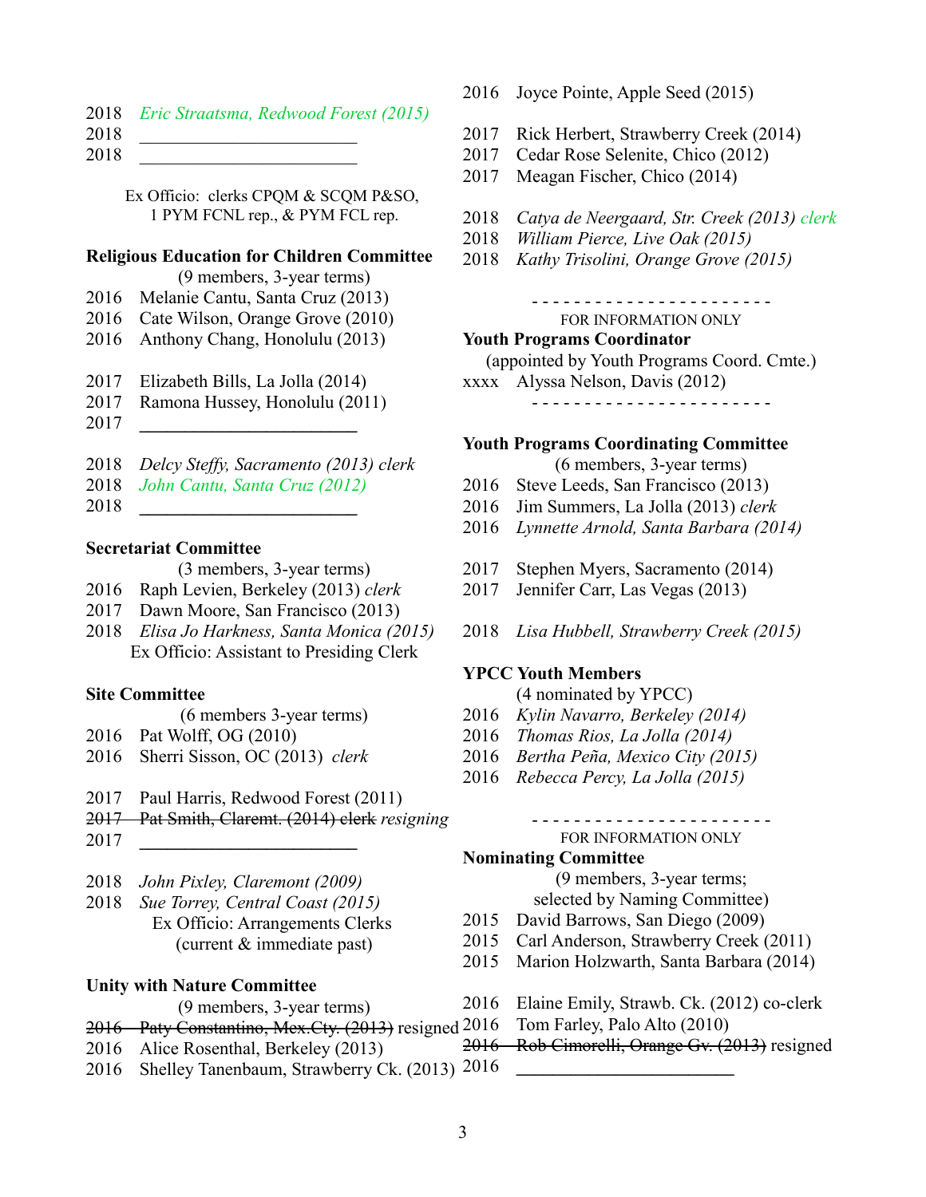2018 *Eric Straatsma, Redwood Forest (2015)*
2018 ________________________
2018 ________________________

Ex Officio: clerks CPQM & SCQM P&SO, 1 PYM FCNL rep., & PYM FCL rep.

**Religious Education for Children Committee**
(9 members, 3-year terms)

2016 Melanie Cantu, Santa Cruz (2013)
2016 Cate Wilson, Orange Grove (2010)
2016 Anthony Chang, Honolulu (2013)

2017 Elizabeth Bills, La Jolla (2014)
2017 Ramona Hussey, Honolulu (2011)
2017 ________________________

2018 *Delcy Steffy, Sacramento (2013) clerk*
2018 *John Cantu, Santa Cruz (2012)*
2018 ________________________

**Secretariat Committee**
(3 members, 3-year terms)

2016 Raph Levien, Berkeley (2013) *clerk*
2017 Dawn Moore, San Francisco (2013)
2018 *Elisa Jo Harkness, Santa Monica (2015)*
Ex Officio: Assistant to Presiding Clerk

**Site Committee**
(6 members 3-year terms)

2016 Pat Wolff, OG (2010)
2016 Sherri Sisson, OC (2013) *clerk*

2017 Paul Harris, Redwood Forest (2011)
~~2017 Pat Smith, Claremt. (2014) clerk~~ *resigning*
2017 ________________________

2018 *John Pixley, Claremont (2009)*
2018 *Sue Torrey, Central Coast (2015)*
Ex Officio: Arrangements Clerks (current & immediate past)

**Unity with Nature Committee**
(9 members, 3-year terms)

~~2016 Paty Constantino, Mex.Cty. (2013)~~ resigned
2016 Alice Rosenthal, Berkeley (2013)
2016 Shelley Tanenbaum, Strawberry Ck. (2013)
2016 Joyce Pointe, Apple Seed (2015)

2017 Rick Herbert, Strawberry Creek (2014)
2017 Cedar Rose Selenite, Chico (2012)
2017 Meagan Fischer, Chico (2014)

2018 *Catya de Neergaard, Str. Creek (2013) clerk*
2018 *William Pierce, Live Oak (2015)*
2018 *Kathy Trisolini, Orange Grove (2015)*

- - - - - - - - - - - - - - - - - - - - - -

FOR INFORMATION ONLY

**Youth Programs Coordinator**
(appointed by Youth Programs Coord. Cmte.)

xxxx Alyssa Nelson, Davis (2012)

- - - - - - - - - - - - - - - - - - - - - -

**Youth Programs Coordinating Committee**
(6 members, 3-year terms)

2016 Steve Leeds, San Francisco (2013)
2016 Jim Summers, La Jolla (2013) *clerk*
2016 *Lynnette Arnold, Santa Barbara (2014)*

2017 Stephen Myers, Sacramento (2014)
2017 Jennifer Carr, Las Vegas (2013)

2018 *Lisa Hubbell, Strawberry Creek (2015)*

**YPCC Youth Members**
(4 nominated by YPCC)

2016 *Kylin Navarro, Berkeley (2014)*
2016 *Thomas Rios, La Jolla (2014)*
2016 *Bertha Peña, Mexico City (2015)*
2016 *Rebecca Percy, La Jolla (2015)*

- - - - - - - - - - - - - - - - - - - - - -

FOR INFORMATION ONLY

**Nominating Committee**
(9 members, 3-year terms; selected by Naming Committee)

2015 David Barrows, San Diego (2009)
2015 Carl Anderson, Strawberry Creek (2011)
2015 Marion Holzwarth, Santa Barbara (2014)

2016 Elaine Emily, Strawb. Ck. (2012) co-clerk
2016 Tom Farley, Palo Alto (2010)
~~2016 Rob Cimorelli, Orange Gv. (2013)~~ resigned
2016 ________________________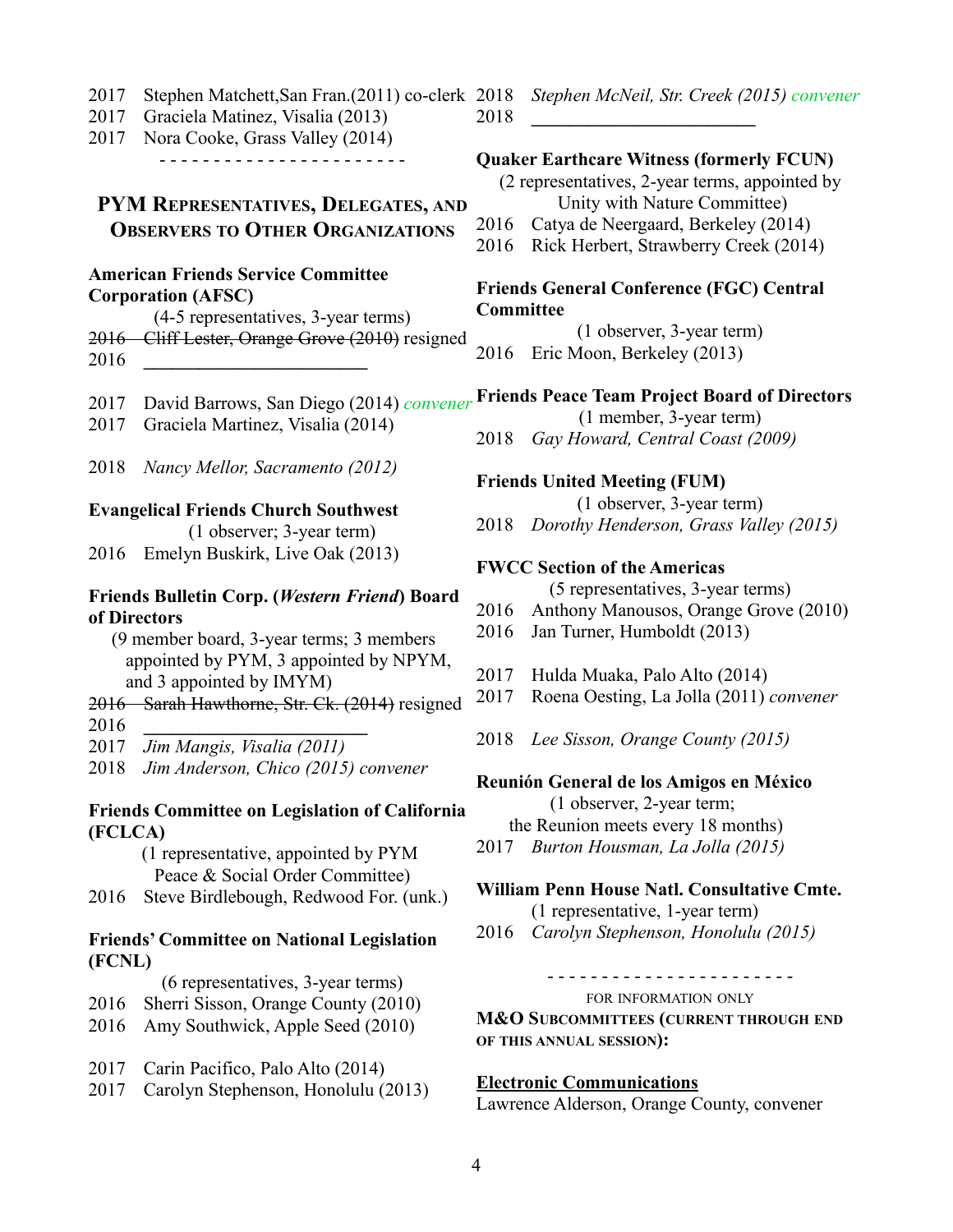2017 Stephen Matchett, San Fran. (2011) co-clerk
2017 Graciela Matinez, Visalia (2013)
2017 Nora Cooke, Grass Valley (2014)

- - - - - - - - - - - - - - - - - - - - - - -

## PYM Representatives, Delegates, and Observers to Other Organizations

**American Friends Service Committee Corporation (AFSC)**
(4-5 representatives, 3-year terms)

~~2016 Cliff Lester, Orange Grove (2010)~~ resigned
2016 ________________________

2017 David Barrows, San Diego (2014) *convener*
2017 Graciela Martinez, Visalia (2014)

2018 *Nancy Mellor, Sacramento (2012)*

**Evangelical Friends Church Southwest**
(1 observer; 3-year term)

2016 Emelyn Buskirk, Live Oak (2013)

**Friends Bulletin Corp. (*Western Friend*) Board of Directors**
(9 member board, 3-year terms; 3 members appointed by PYM, 3 appointed by NPYM, and 3 appointed by IMYM)

~~2016 Sarah Hawthorne, Str. Ck. (2014)~~ resigned
2016 ________________________
2017 *Jim Mangis, Visalia (2011)*
2018 *Jim Anderson, Chico (2015) convener*

**Friends Committee on Legislation of California (FCLCA)**
(1 representative, appointed by PYM Peace & Social Order Committee)

2016 Steve Birdlebough, Redwood For. (unk.)

**Friends' Committee on National Legislation (FCNL)**
(6 representatives, 3-year terms)

2016 Sherri Sisson, Orange County (2010)
2016 Amy Southwick, Apple Seed (2010)

2017 Carin Pacifico, Palo Alto (2014)
2017 Carolyn Stephenson, Honolulu (2013)

2018 *Stephen McNeil, Str. Creek (2015) convener*
2018 ________________________

**Quaker Earthcare Witness (formerly FCUN)**
(2 representatives, 2-year terms, appointed by Unity with Nature Committee)

2016 Catya de Neergaard, Berkeley (2014)
2016 Rick Herbert, Strawberry Creek (2014)

**Friends General Conference (FGC) Central Committee**
(1 observer, 3-year term)

2016 Eric Moon, Berkeley (2013)

**Friends Peace Team Project Board of Directors**
(1 member, 3-year term)

2018 *Gay Howard, Central Coast (2009)*

**Friends United Meeting (FUM)**
(1 observer, 3-year term)

2018 *Dorothy Henderson, Grass Valley (2015)*

**FWCC Section of the Americas**
(5 representatives, 3-year terms)

2016 Anthony Manousos, Orange Grove (2010)
2016 Jan Turner, Humboldt (2013)

2017 Hulda Muaka, Palo Alto (2014)
2017 Roena Oesting, La Jolla (2011) *convener*

2018 *Lee Sisson, Orange County (2015)*

**Reunión General de los Amigos en México**
(1 observer, 2-year term; the Reunion meets every 18 months)

2017 *Burton Housman, La Jolla (2015)*

**William Penn House Natl. Consultative Cmte.**
(1 representative, 1-year term)

2016 *Carolyn Stephenson, Honolulu (2015)*

- - - - - - - - - - - - - - - - - - - - - - -

FOR INFORMATION ONLY

**M&O Subcommittees (current through end of this annual session):**

**Electronic Communications**
Lawrence Alderson, Orange County, convener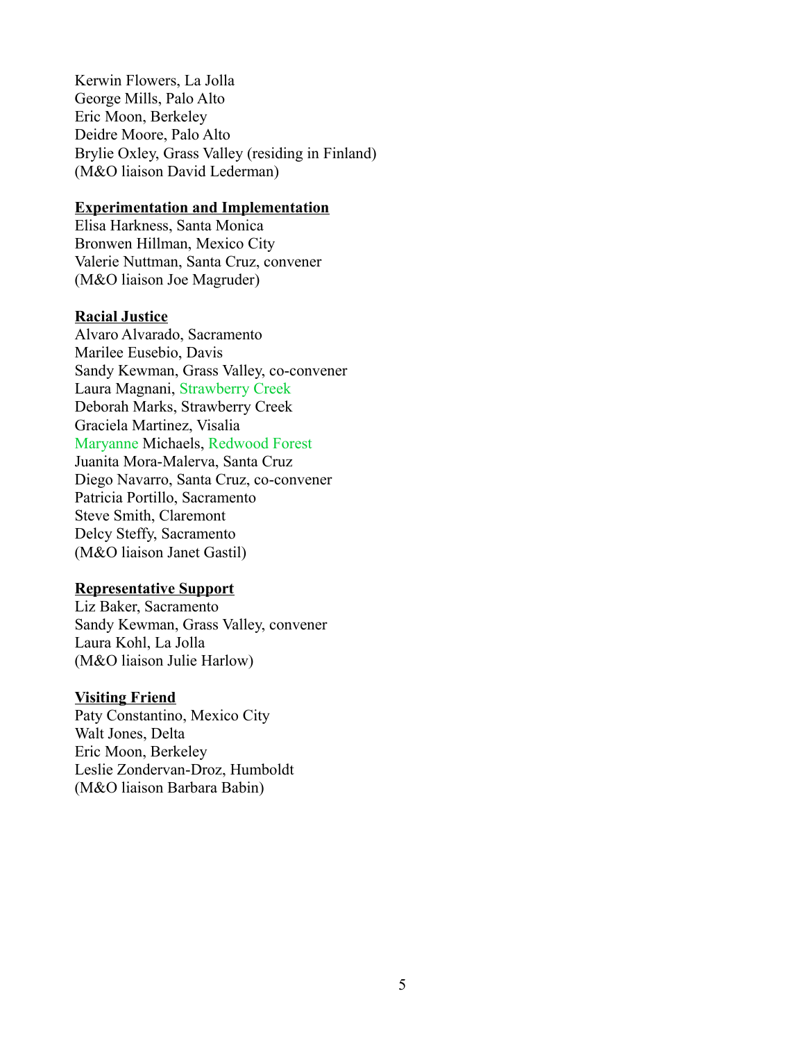Kerwin Flowers, La Jolla
George Mills, Palo Alto
Eric Moon, Berkeley
Deidre Moore, Palo Alto
Brylie Oxley, Grass Valley (residing in Finland)
(M&O liaison David Lederman)

**Experimentation and Implementation**

Elisa Harkness, Santa Monica
Bronwen Hillman, Mexico City
Valerie Nuttman, Santa Cruz, convener
(M&O liaison Joe Magruder)

**Racial Justice**

Alvaro Alvarado, Sacramento
Marilee Eusebio, Davis
Sandy Kewman, Grass Valley, co-convener
Laura Magnani, Strawberry Creek
Deborah Marks, Strawberry Creek
Graciela Martinez, Visalia
Maryanne Michaels, Redwood Forest
Juanita Mora-Malerva, Santa Cruz
Diego Navarro, Santa Cruz, co-convener
Patricia Portillo, Sacramento
Steve Smith, Claremont
Delcy Steffy, Sacramento
(M&O liaison Janet Gastil)

**Representative Support**

Liz Baker, Sacramento
Sandy Kewman, Grass Valley, convener
Laura Kohl, La Jolla
(M&O liaison Julie Harlow)

**Visiting Friend**

Paty Constantino, Mexico City
Walt Jones, Delta
Eric Moon, Berkeley
Leslie Zondervan-Droz, Humboldt
(M&O liaison Barbara Babin)